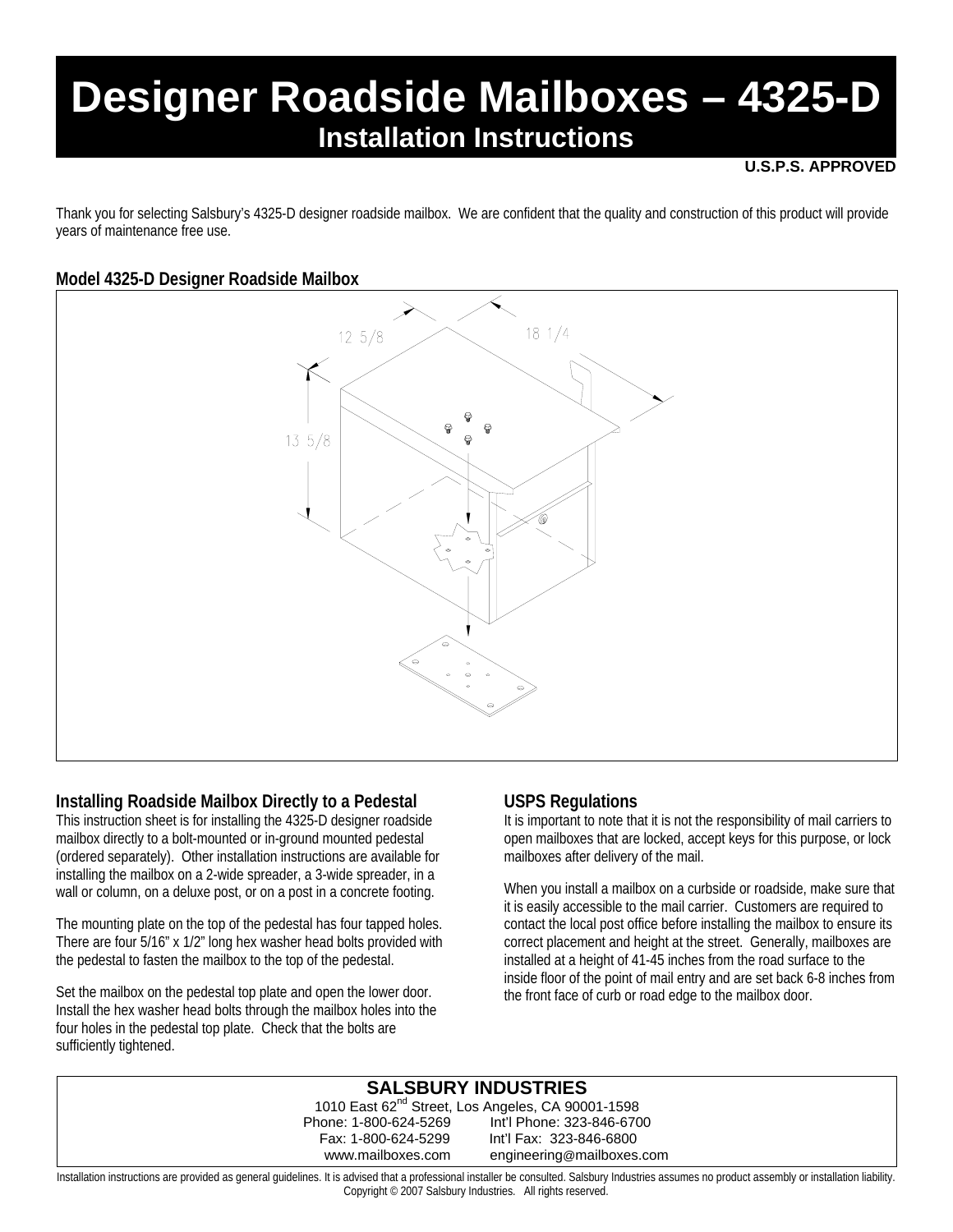# Designer Roadside Mailboxes – 4325-D

## Installation Instructions

**U.S.P.S. APPROVED**

Thank you for selecting Salsbury's 4325-D designer roadside mailbox. We are confident that the quality and construction of this product will provide years of maintenance free use.

### Model 4325-D Designer Roadside Mailbox

12 5/8

18 1/4

13 5/8

### Installing Roadside Mailbox Directly to a Pedestal

This instruction sheet is for installing the 4325-D designer roadside mailbox directly to a bolt-mounted or in-ground mounted pedestal (ordered separately). Other installation instructions are available for installing the mailbox on a 2-wide spreader, a 3-wide spreader, in a wall or column, on a deluxe post, or on a post in a concrete footing.

The mounting plate on the top of the pedestal has four tapped holes. There are four 5/16" x 1/2" long hex washer head bolts provided with the pedestal to fasten the mailbox to the top of the pedestal.

Set the mailbox on the pedestal top plate and open the lower door. Install the hex washer head bolts through the mailbox holes into the four holes in the pedestal top plate. Check that the bolts are sufficiently tightened.

### USPS Regulations

It is important to note that it is not the responsibility of mail carriers to open mailboxes that are locked, accept keys for this purpose, or lock mailboxes after delivery of the mail.

When you install a mailbox on a curbside or roadside, make sure that it is easily accessible to the mail carrier. Customers are required to contact the local post office before installing the mailbox to ensure its correct placement and height at the street. Generally, mailboxes are installed at a height of 41-45 inches from the road surface to the inside floor of the point of mail entry and are set back 6-8 inches from the front face of curb or road edge to the mailbox door.

**SALSBURY INDUSTRIES**
1010 East 62nd Street, Los Angeles, CA 90001-1598
Phone: 1-800-624-5269 Int'l Phone: 323-846-6700
Fax: 1-800-624-5299 Int'l Fax: 323-846-6800
www.mailboxes.com engineering@mailboxes.com

Installation instructions are provided as general guidelines. It is advised that a professional installer be consulted. Salsbury Industries assumes no product assembly or installation liability.
Copyright © 2007 Salsbury Industries. All rights reserved.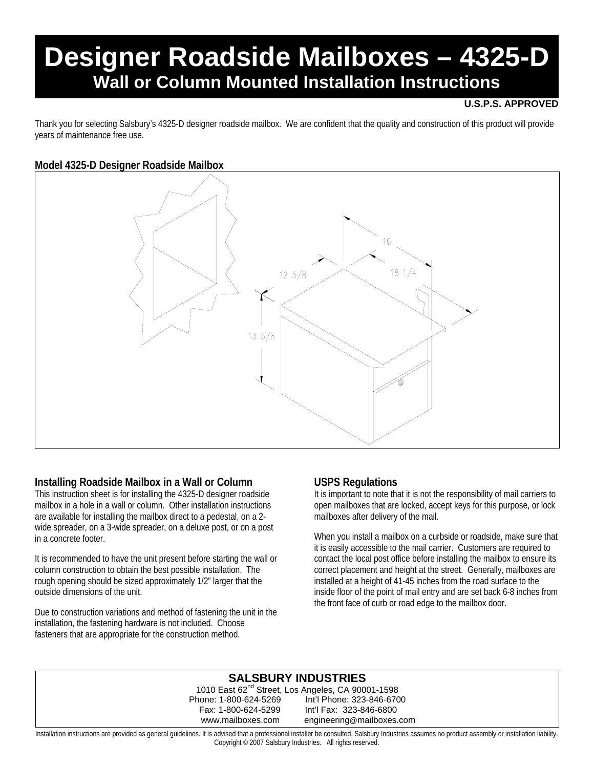# Designer Roadside Mailboxes – 4325-D

## Wall or Column Mounted Installation Instructions

**U.S.P.S. APPROVED**

Thank you for selecting Salsbury's 4325-D designer roadside mailbox. We are confident that the quality and construction of this product will provide years of maintenance free use.

**Model 4325-D Designer Roadside Mailbox**

16

12 5/8

18 1/4

13 5/8

### Installing Roadside Mailbox in a Wall or Column

This instruction sheet is for installing the 4325-D designer roadside mailbox in a hole in a wall or column. Other installation instructions are available for installing the mailbox direct to a pedestal, on a 2-wide spreader, on a 3-wide spreader, on a deluxe post, or on a post in a concrete footer.

It is recommended to have the unit present before starting the wall or column construction to obtain the best possible installation. The rough opening should be sized approximately 1/2" larger that the outside dimensions of the unit.

Due to construction variations and method of fastening the unit in the installation, the fastening hardware is not included. Choose fasteners that are appropriate for the construction method.

### USPS Regulations

It is important to note that it is not the responsibility of mail carriers to open mailboxes that are locked, accept keys for this purpose, or lock mailboxes after delivery of the mail.

When you install a mailbox on a curbside or roadside, make sure that it is easily accessible to the mail carrier. Customers are required to contact the local post office before installing the mailbox to ensure its correct placement and height at the street. Generally, mailboxes are installed at a height of 41-45 inches from the road surface to the inside floor of the point of mail entry and are set back 6-8 inches from the front face of curb or road edge to the mailbox door.

**SALSBURY INDUSTRIES**

1010 East 62nd Street, Los Angeles, CA 90001-1598

Phone: 1-800-624-5269 Int'l Phone: 323-846-6700

Fax: 1-800-624-5299 Int'l Fax: 323-846-6800

www.mailboxes.com engineering@mailboxes.com

Installation instructions are provided as general guidelines. It is advised that a professional installer be consulted. Salsbury Industries assumes no product assembly or installation liability.
Copyright © 2007 Salsbury Industries. All rights reserved.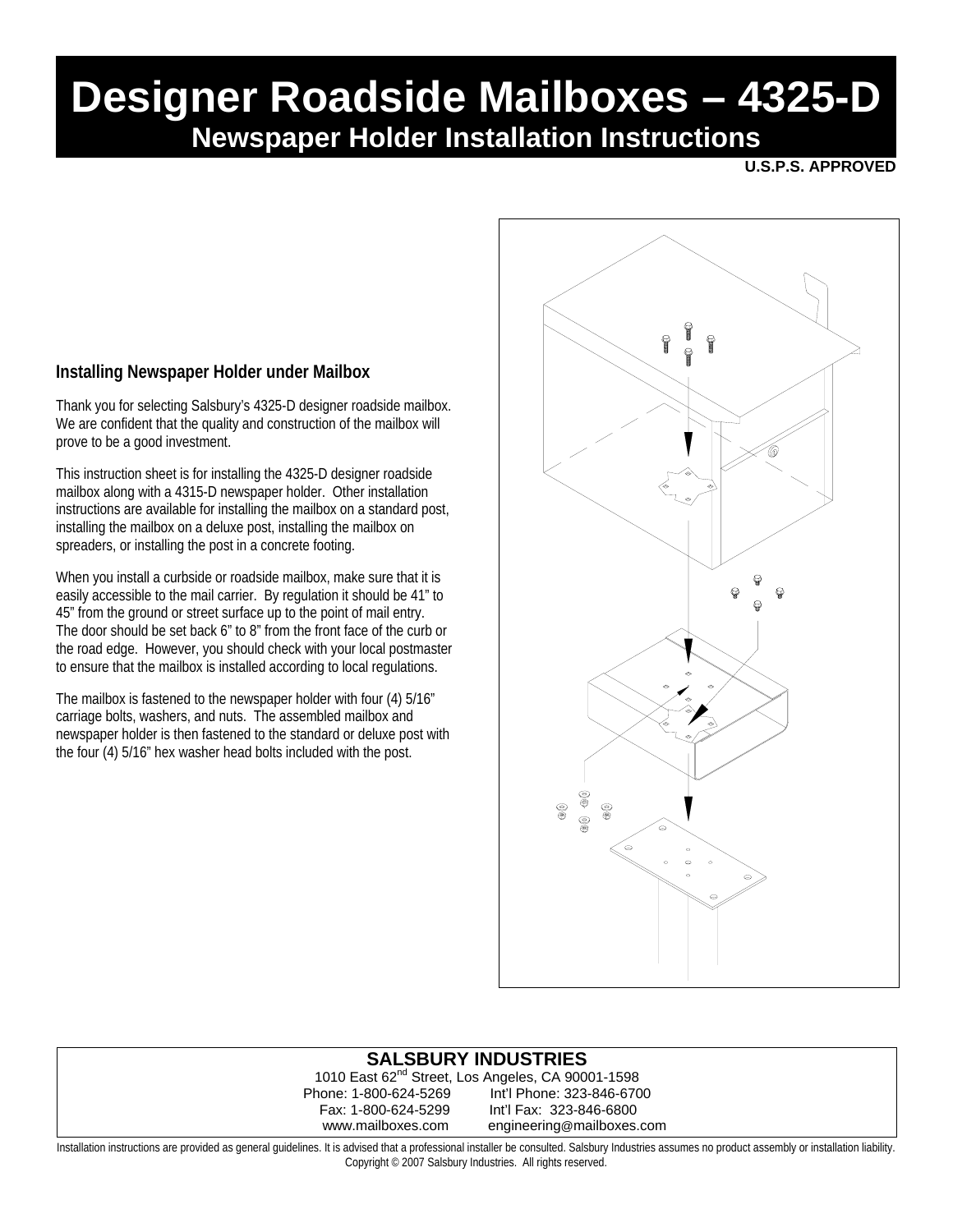# Designer Roadside Mailboxes – 4325-D

## Newspaper Holder Installation Instructions

**U.S.P.S. APPROVED**

### Installing Newspaper Holder under Mailbox

Thank you for selecting Salsbury's 4325-D designer roadside mailbox. We are confident that the quality and construction of the mailbox will prove to be a good investment.

This instruction sheet is for installing the 4325-D designer roadside mailbox along with a 4315-D newspaper holder. Other installation instructions are available for installing the mailbox on a standard post, installing the mailbox on a deluxe post, installing the mailbox on spreaders, or installing the post in a concrete footing.

When you install a curbside or roadside mailbox, make sure that it is easily accessible to the mail carrier. By regulation it should be 41" to 45" from the ground or street surface up to the point of mail entry. The door should be set back 6" to 8" from the front face of the curb or the road edge. However, you should check with your local postmaster to ensure that the mailbox is installed according to local regulations.

The mailbox is fastened to the newspaper holder with four (4) 5/16" carriage bolts, washers, and nuts. The assembled mailbox and newspaper holder is then fastened to the standard or deluxe post with the four (4) 5/16" hex washer head bolts included with the post.

**SALSBURY INDUSTRIES**
1010 East 62nd Street, Los Angeles, CA 90001-1598
Phone: 1-800-624-5269 Int'l Phone: 323-846-6700
Fax: 1-800-624-5299 Int'l Fax: 323-846-6800
www.mailboxes.com engineering@mailboxes.com

Installation instructions are provided as general guidelines. It is advised that a professional installer be consulted. Salsbury Industries assumes no product assembly or installation liability.
Copyright © 2007 Salsbury Industries. All rights reserved.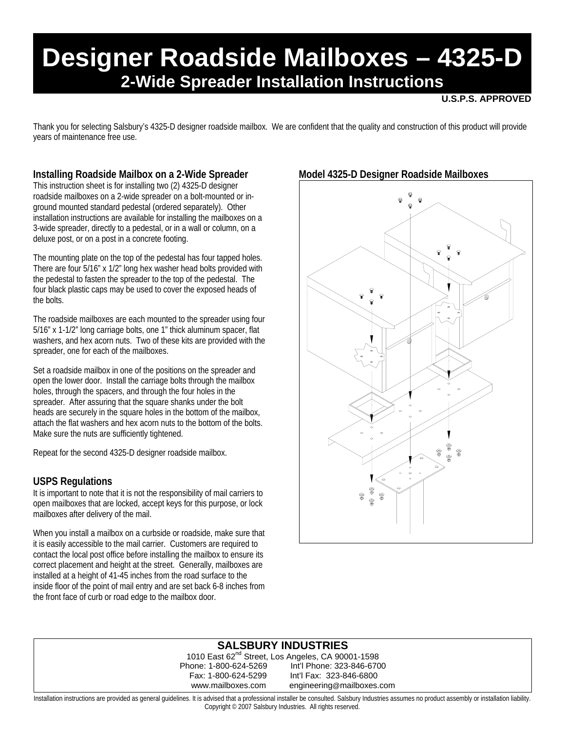# Designer Roadside Mailboxes – 4325-D

## 2-Wide Spreader Installation Instructions

**U.S.P.S. APPROVED**

Thank you for selecting Salsbury's 4325-D designer roadside mailbox. We are confident that the quality and construction of this product will provide years of maintenance free use.

### Installing Roadside Mailbox on a 2-Wide Spreader

This instruction sheet is for installing two (2) 4325-D designer roadside mailboxes on a 2-wide spreader on a bolt-mounted or in-ground mounted standard pedestal (ordered separately). Other installation instructions are available for installing the mailboxes on a 3-wide spreader, directly to a pedestal, or in a wall or column, on a deluxe post, or on a post in a concrete footing.

The mounting plate on the top of the pedestal has four tapped holes. There are four 5/16" x 1/2" long hex washer head bolts provided with the pedestal to fasten the spreader to the top of the pedestal. The four black plastic caps may be used to cover the exposed heads of the bolts.

The roadside mailboxes are each mounted to the spreader using four 5/16" x 1-1/2" long carriage bolts, one 1" thick aluminum spacer, flat washers, and hex acorn nuts. Two of these kits are provided with the spreader, one for each of the mailboxes.

Set a roadside mailbox in one of the positions on the spreader and open the lower door. Install the carriage bolts through the mailbox holes, through the spacers, and through the four holes in the spreader. After assuring that the square shanks under the bolt heads are securely in the square holes in the bottom of the mailbox, attach the flat washers and hex acorn nuts to the bottom of the bolts. Make sure the nuts are sufficiently tightened.

Repeat for the second 4325-D designer roadside mailbox.

### USPS Regulations

It is important to note that it is not the responsibility of mail carriers to open mailboxes that are locked, accept keys for this purpose, or lock mailboxes after delivery of the mail.

When you install a mailbox on a curbside or roadside, make sure that it is easily accessible to the mail carrier. Customers are required to contact the local post office before installing the mailbox to ensure its correct placement and height at the street. Generally, mailboxes are installed at a height of 41-45 inches from the road surface to the inside floor of the point of mail entry and are set back 6-8 inches from the front face of curb or road edge to the mailbox door.

### Model 4325-D Designer Roadside Mailboxes

**SALSBURY INDUSTRIES**
1010 East 62nd Street, Los Angeles, CA 90001-1598
Phone: 1-800-624-5269 Int'l Phone: 323-846-6700
Fax: 1-800-624-5299 Int'l Fax: 323-846-6800
www.mailboxes.com engineering@mailboxes.com

Installation instructions are provided as general guidelines. It is advised that a professional installer be consulted. Salsbury Industries assumes no product assembly or installation liability.
Copyright © 2007 Salsbury Industries. All rights reserved.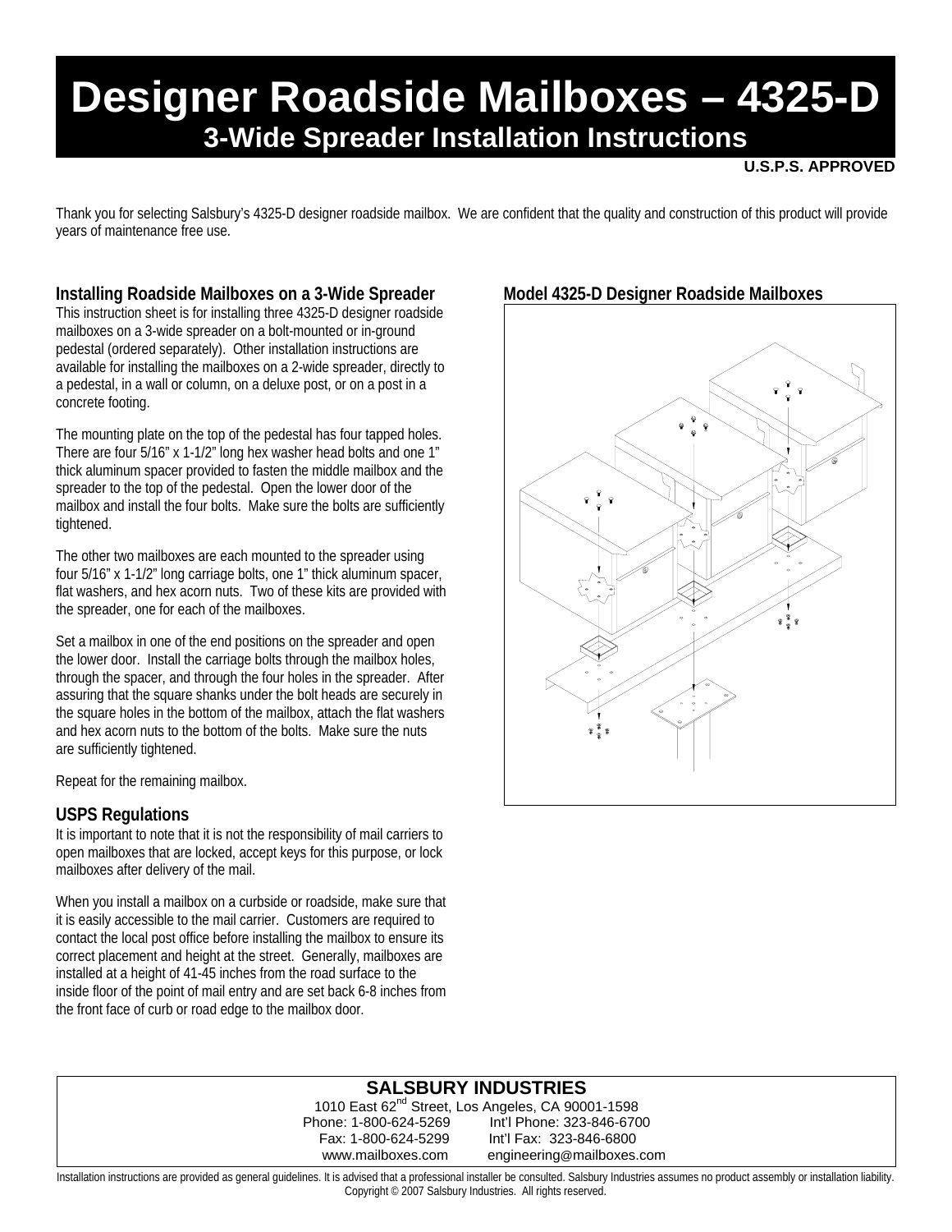# Designer Roadside Mailboxes – 4325-D

## 3-Wide Spreader Installation Instructions

**U.S.P.S. APPROVED**

Thank you for selecting Salsbury's 4325-D designer roadside mailbox. We are confident that the quality and construction of this product will provide years of maintenance free use.

### Installing Roadside Mailboxes on a 3-Wide Spreader

This instruction sheet is for installing three 4325-D designer roadside mailboxes on a 3-wide spreader on a bolt-mounted or in-ground pedestal (ordered separately). Other installation instructions are available for installing the mailboxes on a 2-wide spreader, directly to a pedestal, in a wall or column, on a deluxe post, or on a post in a concrete footing.

The mounting plate on the top of the pedestal has four tapped holes. There are four 5/16" x 1-1/2" long hex washer head bolts and one 1" thick aluminum spacer provided to fasten the middle mailbox and the spreader to the top of the pedestal. Open the lower door of the mailbox and install the four bolts. Make sure the bolts are sufficiently tightened.

The other two mailboxes are each mounted to the spreader using four 5/16" x 1-1/2" long carriage bolts, one 1" thick aluminum spacer, flat washers, and hex acorn nuts. Two of these kits are provided with the spreader, one for each of the mailboxes.

Set a mailbox in one of the end positions on the spreader and open the lower door. Install the carriage bolts through the mailbox holes, through the spacer, and through the four holes in the spreader. After assuring that the square shanks under the bolt heads are securely in the square holes in the bottom of the mailbox, attach the flat washers and hex acorn nuts to the bottom of the bolts. Make sure the nuts are sufficiently tightened.

Repeat for the remaining mailbox.

### USPS Regulations

It is important to note that it is not the responsibility of mail carriers to open mailboxes that are locked, accept keys for this purpose, or lock mailboxes after delivery of the mail.

When you install a mailbox on a curbside or roadside, make sure that it is easily accessible to the mail carrier. Customers are required to contact the local post office before installing the mailbox to ensure its correct placement and height at the street. Generally, mailboxes are installed at a height of 41-45 inches from the road surface to the inside floor of the point of mail entry and are set back 6-8 inches from the front face of curb or road edge to the mailbox door.

### Model 4325-D Designer Roadside Mailboxes

**SALSBURY INDUSTRIES**
1010 East 62nd Street, Los Angeles, CA 90001-1598
Phone: 1-800-624-5269 Int'l Phone: 323-846-6700
Fax: 1-800-624-5299 Int'l Fax: 323-846-6800
www.mailboxes.com engineering@mailboxes.com

Installation instructions are provided as general guidelines. It is advised that a professional installer be consulted. Salsbury Industries assumes no product assembly or installation liability.
Copyright © 2007 Salsbury Industries. All rights reserved.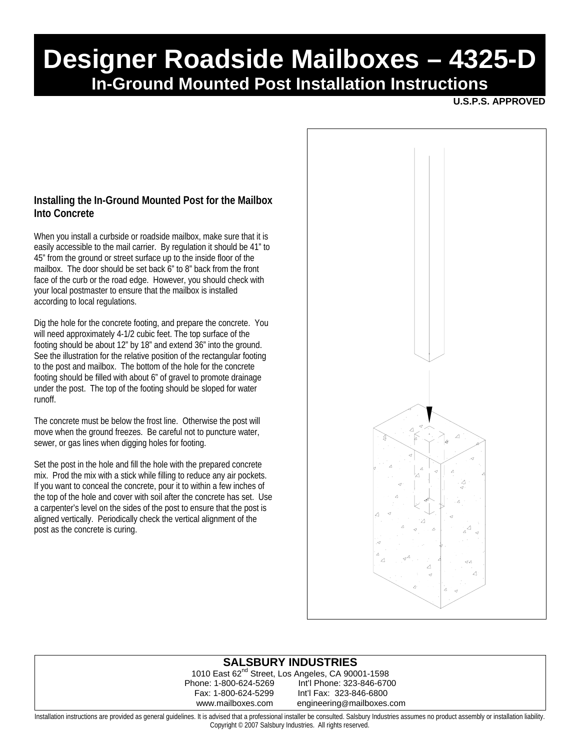# Designer Roadside Mailboxes – 4325-D

## In-Ground Mounted Post Installation Instructions

**U.S.P.S. APPROVED**

### Installing the In-Ground Mounted Post for the Mailbox Into Concrete

When you install a curbside or roadside mailbox, make sure that it is easily accessible to the mail carrier. By regulation it should be 41" to 45" from the ground or street surface up to the inside floor of the mailbox. The door should be set back 6" to 8" back from the front face of the curb or the road edge. However, you should check with your local postmaster to ensure that the mailbox is installed according to local regulations.

Dig the hole for the concrete footing, and prepare the concrete. You will need approximately 4-1/2 cubic feet. The top surface of the footing should be about 12" by 18" and extend 36" into the ground. See the illustration for the relative position of the rectangular footing to the post and mailbox. The bottom of the hole for the concrete footing should be filled with about 6" of gravel to promote drainage under the post. The top of the footing should be sloped for water runoff.

The concrete must be below the frost line. Otherwise the post will move when the ground freezes. Be careful not to puncture water, sewer, or gas lines when digging holes for footing.

Set the post in the hole and fill the hole with the prepared concrete mix. Prod the mix with a stick while filling to reduce any air pockets. If you want to conceal the concrete, pour it to within a few inches of the top of the hole and cover with soil after the concrete has set. Use a carpenter's level on the sides of the post to ensure that the post is aligned vertically. Periodically check the vertical alignment of the post as the concrete is curing.

**SALSBURY INDUSTRIES**
1010 East 62nd Street, Los Angeles, CA 90001-1598
Phone: 1-800-624-5269 Int'l Phone: 323-846-6700
Fax: 1-800-624-5299 Int'l Fax: 323-846-6800
www.mailboxes.com engineering@mailboxes.com

Installation instructions are provided as general guidelines. It is advised that a professional installer be consulted. Salsbury Industries assumes no product assembly or installation liability.
Copyright © 2007 Salsbury Industries. All rights reserved.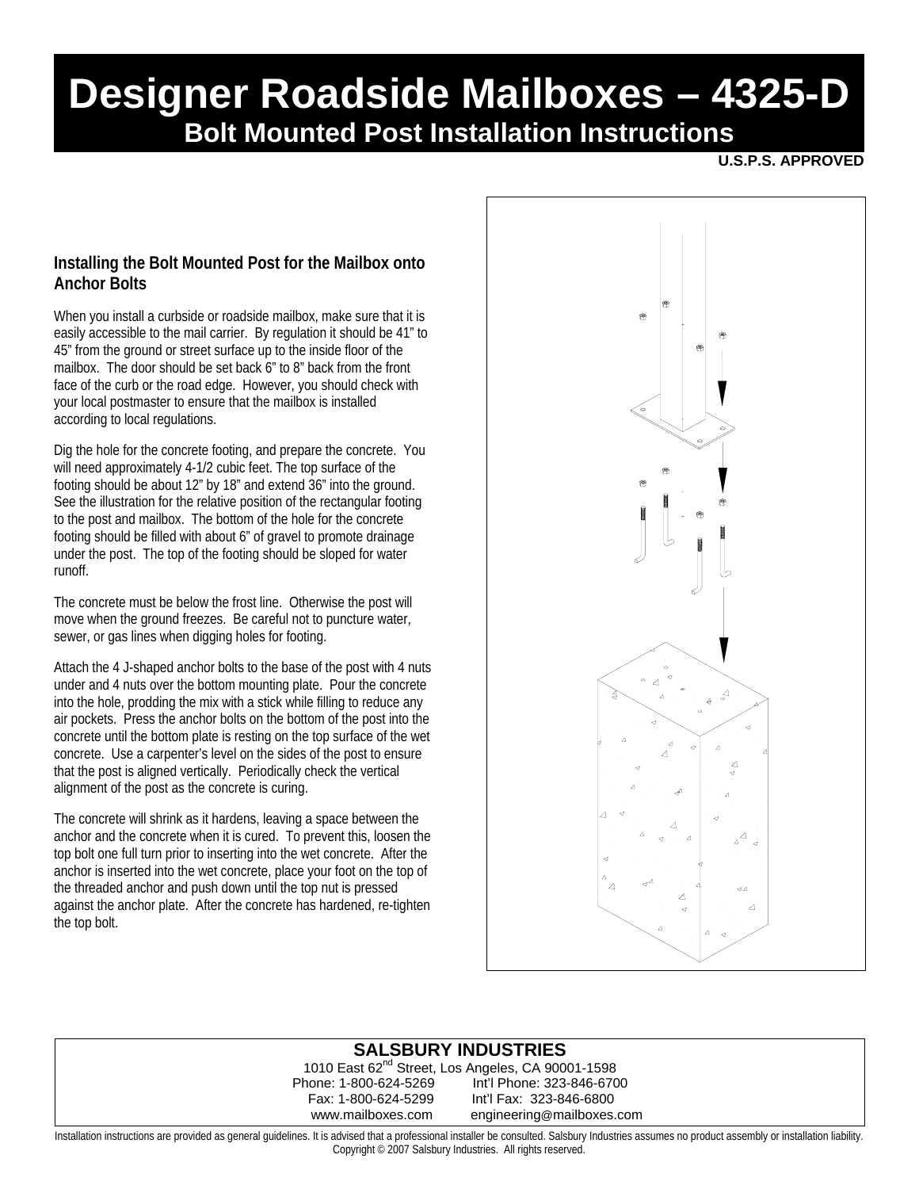# Designer Roadside Mailboxes – 4325-D

## Bolt Mounted Post Installation Instructions

**U.S.P.S. APPROVED**

### Installing the Bolt Mounted Post for the Mailbox onto Anchor Bolts

When you install a curbside or roadside mailbox, make sure that it is easily accessible to the mail carrier. By regulation it should be 41" to 45" from the ground or street surface up to the inside floor of the mailbox. The door should be set back 6" to 8" back from the front face of the curb or the road edge. However, you should check with your local postmaster to ensure that the mailbox is installed according to local regulations.

Dig the hole for the concrete footing, and prepare the concrete. You will need approximately 4-1/2 cubic feet. The top surface of the footing should be about 12" by 18" and extend 36" into the ground. See the illustration for the relative position of the rectangular footing to the post and mailbox. The bottom of the hole for the concrete footing should be filled with about 6" of gravel to promote drainage under the post. The top of the footing should be sloped for water runoff.

The concrete must be below the frost line. Otherwise the post will move when the ground freezes. Be careful not to puncture water, sewer, or gas lines when digging holes for footing.

Attach the 4 J-shaped anchor bolts to the base of the post with 4 nuts under and 4 nuts over the bottom mounting plate. Pour the concrete into the hole, prodding the mix with a stick while filling to reduce any air pockets. Press the anchor bolts on the bottom of the post into the concrete until the bottom plate is resting on the top surface of the wet concrete. Use a carpenter's level on the sides of the post to ensure that the post is aligned vertically. Periodically check the vertical alignment of the post as the concrete is curing.

The concrete will shrink as it hardens, leaving a space between the anchor and the concrete when it is cured. To prevent this, loosen the top bolt one full turn prior to inserting into the wet concrete. After the anchor is inserted into the wet concrete, place your foot on the top of the threaded anchor and push down until the top nut is pressed against the anchor plate. After the concrete has hardened, re-tighten the top bolt.

**SALSBURY INDUSTRIES**
1010 East 62nd Street, Los Angeles, CA 90001-1598
Phone: 1-800-624-5269 Int'l Phone: 323-846-6700
Fax: 1-800-624-5299 Int'l Fax: 323-846-6800
www.mailboxes.com engineering@mailboxes.com

Installation instructions are provided as general guidelines. It is advised that a professional installer be consulted. Salsbury Industries assumes no product assembly or installation liability.
Copyright © 2007 Salsbury Industries. All rights reserved.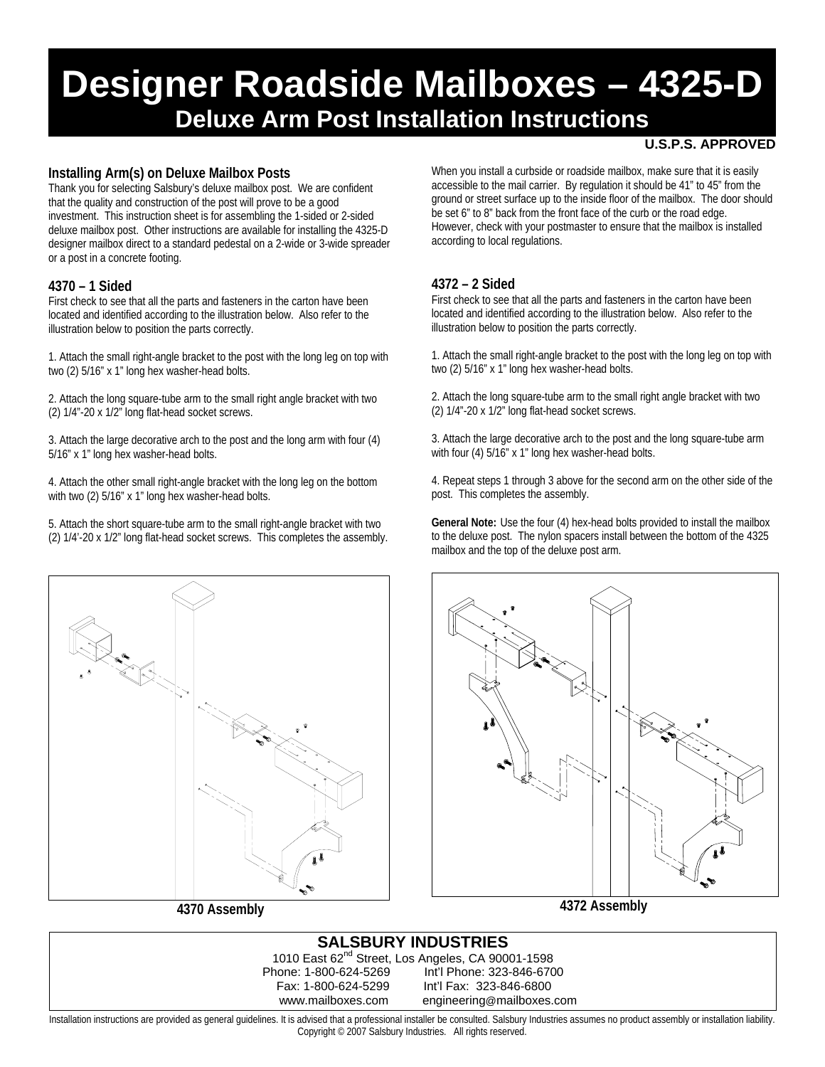# Designer Roadside Mailboxes – 4325-D

## Deluxe Arm Post Installation Instructions

**U.S.P.S. APPROVED**

### Installing Arm(s) on Deluxe Mailbox Posts

Thank you for selecting Salsbury's deluxe mailbox post. We are confident that the quality and construction of the post will prove to be a good investment. This instruction sheet is for assembling the 1-sided or 2-sided deluxe mailbox post. Other instructions are available for installing the 4325-D designer mailbox direct to a standard pedestal on a 2-wide or 3-wide spreader or a post in a concrete footing.

### 4370 – 1 Sided

First check to see that all the parts and fasteners in the carton have been located and identified according to the illustration below. Also refer to the illustration below to position the parts correctly.

1. Attach the small right-angle bracket to the post with the long leg on top with two (2) 5/16" x 1" long hex washer-head bolts.

2. Attach the long square-tube arm to the small right angle bracket with two (2) 1/4"-20 x 1/2" long flat-head socket screws.

3. Attach the large decorative arch to the post and the long arm with four (4) 5/16" x 1" long hex washer-head bolts.

4. Attach the other small right-angle bracket with the long leg on the bottom with two (2) 5/16" x 1" long hex washer-head bolts.

5. Attach the short square-tube arm to the small right-angle bracket with two (2) 1/4'-20 x 1/2" long flat-head socket screws. This completes the assembly.

When you install a curbside or roadside mailbox, make sure that it is easily accessible to the mail carrier. By regulation it should be 41" to 45" from the ground or street surface up to the inside floor of the mailbox. The door should be set 6" to 8" back from the front face of the curb or the road edge. However, check with your postmaster to ensure that the mailbox is installed according to local regulations.

### 4372 – 2 Sided

First check to see that all the parts and fasteners in the carton have been located and identified according to the illustration below. Also refer to the illustration below to position the parts correctly.

1. Attach the small right-angle bracket to the post with the long leg on top with two (2) 5/16" x 1" long hex washer-head bolts.

2. Attach the long square-tube arm to the small right angle bracket with two (2) 1/4"-20 x 1/2" long flat-head socket screws.

3. Attach the large decorative arch to the post and the long square-tube arm with four (4) 5/16" x 1" long hex washer-head bolts.

4. Repeat steps 1 through 3 above for the second arm on the other side of the post. This completes the assembly.

**General Note:** Use the four (4) hex-head bolts provided to install the mailbox to the deluxe post. The nylon spacers install between the bottom of the 4325 mailbox and the top of the deluxe post arm.

**4370 Assembly**

**4372 Assembly**

**SALSBURY INDUSTRIES**
1010 East 62nd Street, Los Angeles, CA 90001-1598
Phone: 1-800-624-5269 Int'l Phone: 323-846-6700
Fax: 1-800-624-5299 Int'l Fax: 323-846-6800
www.mailboxes.com engineering@mailboxes.com

Installation instructions are provided as general guidelines. It is advised that a professional installer be consulted. Salsbury Industries assumes no product assembly or installation liability.
Copyright © 2007 Salsbury Industries. All rights reserved.